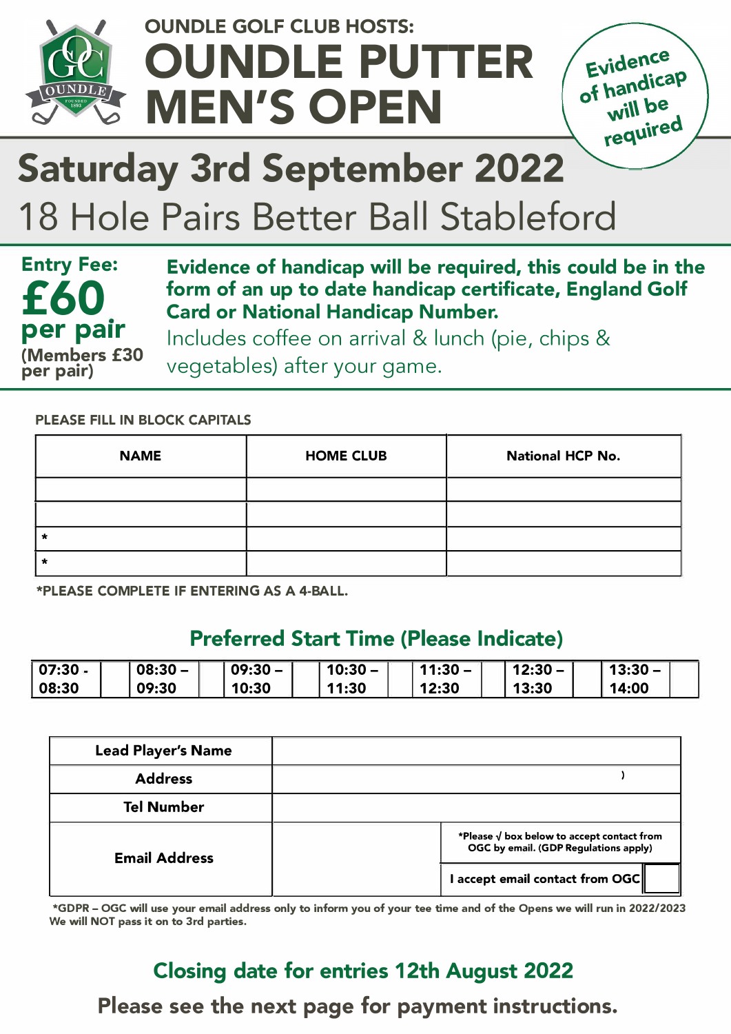OUNDLE GOLF CLUB HOSTS:

# OUNDLE PUTTER MEN'S OPEN

**Evidence of handicap will be required**

## Saturday 3rd September 2022

## 18 Hole Pairs Better Ball Stableford

**Entry Fee:**
**£60 per pair**
**(Members £30 per pair)**

**Evidence of handicap will be required, this could be in the form of an up to date handicap certificate, England Golf Card or National Handicap Number.**

Includes coffee on arrival & lunch (pie, chips & vegetables) after your game.

**PLEASE FILL IN BLOCK CAPITALS**

| NAME | HOME CLUB | National HCP No. |
|---|---|---|
| | | |
| | | |
| * | | |
| * | | |

**\*PLEASE COMPLETE IF ENTERING AS A 4-BALL.**

### Preferred Start Time (Please Indicate)

| 07:30 - 08:30 | | 08:30 – 09:30 | | 09:30 – 10:30 | | 10:30 – 11:30 | | 11:30 – 12:30 | | 12:30 – 13:30 | | 13:30 – 14:00 | |
|---|---|---|---|---|---|---|---|---|---|---|---|---|---|

| | | |
|---|---|---|
| **Lead Player's Name** | | |
| **Address** | ) | |
| **Tel Number** | | |
| **Email Address** | | *Please √ box below to accept contact from OGC by email. (GDP Regulations apply) |
| | | I accept email contact from OGC |

*GDPR – OGC will use your email address only to inform you of your tee time and of the Opens we will run in 2022/2023
We will NOT pass it on to 3rd parties.

### Closing date for entries 12th August 2022

**Please see the next page for payment instructions.**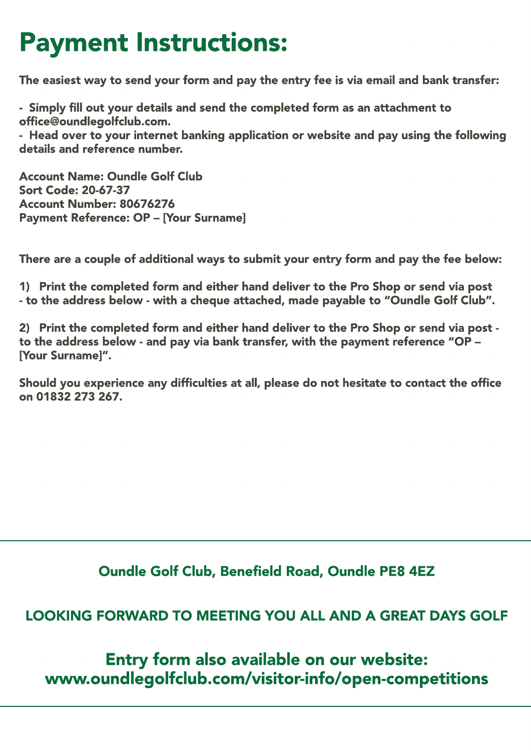# Payment Instructions:

**The easiest way to send your form and pay the entry fee is via email and bank transfer:**

**- Simply fill out your details and send the completed form as an attachment to office@oundlegolfclub.com.**
**- Head over to your internet banking application or website and pay using the following details and reference number.**

**Account Name: Oundle Golf Club**
**Sort Code: 20-67-37**
**Account Number: 80676276**
**Payment Reference: OP – [Your Surname]**

**There are a couple of additional ways to submit your entry form and pay the fee below:**

**1) Print the completed form and either hand deliver to the Pro Shop or send via post - to the address below - with a cheque attached, made payable to "Oundle Golf Club".**

**2) Print the completed form and either hand deliver to the Pro Shop or send via post - to the address below - and pay via bank transfer, with the payment reference "OP – [Your Surname]".**

**Should you experience any difficulties at all, please do not hesitate to contact the office on 01832 273 267.**

---

**Oundle Golf Club, Benefield Road, Oundle PE8 4EZ**

**LOOKING FORWARD TO MEETING YOU ALL AND A GREAT DAYS GOLF**

## Entry form also available on our website: www.oundlegolfclub.com/visitor-info/open-competitions

---